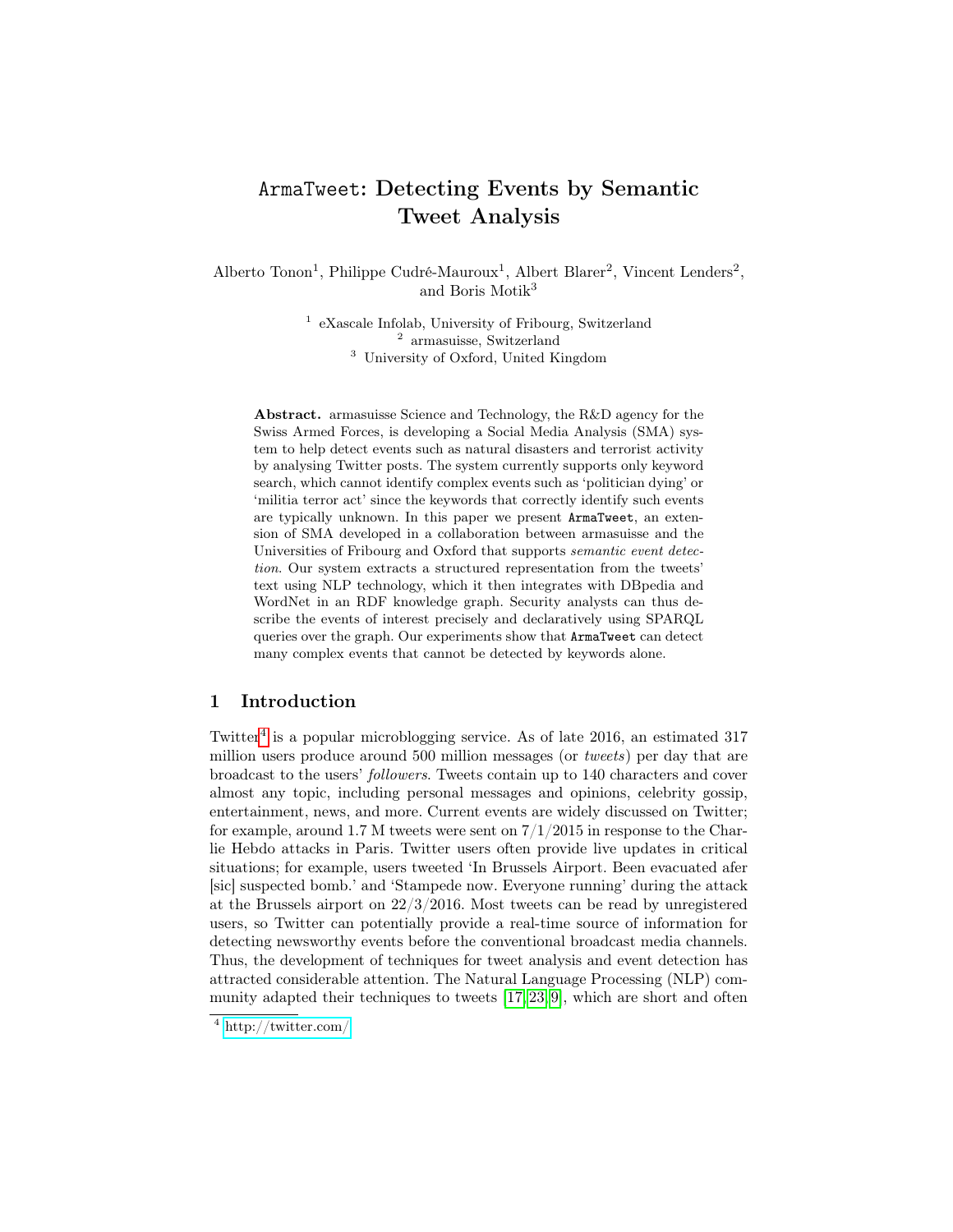# ArmaTweet: Detecting Events by Semantic Tweet Analysis

Alberto Tonon[1], Philippe Cudré-Mauroux[1], Albert Blarer[2], Vincent Lenders[2], and Boris Motik[3]

[1] eXascale Infolab, University of Fribourg, Switzerland
[2] armasuisse, Switzerland
[3] University of Oxford, United Kingdom

**Abstract.** armasuisse Science and Technology, the R&D agency for the Swiss Armed Forces, is developing a Social Media Analysis (SMA) system to help detect events such as natural disasters and terrorist activity by analysing Twitter posts. The system currently supports only keyword search, which cannot identify complex events such as 'politician dying' or 'militia terror act' since the keywords that correctly identify such events are typically unknown. In this paper we present ArmaTweet, an extension of SMA developed in a collaboration between armasuisse and the Universities of Fribourg and Oxford that supports *semantic event detection*. Our system extracts a structured representation from the tweets' text using NLP technology, which it then integrates with DBpedia and WordNet in an RDF knowledge graph. Security analysts can thus describe the events of interest precisely and declaratively using SPARQL queries over the graph. Our experiments show that ArmaTweet can detect many complex events that cannot be detected by keywords alone.

## 1 Introduction

Twitter[4] is a popular microblogging service. As of late 2016, an estimated 317 million users produce around 500 million messages (or *tweets*) per day that are broadcast to the users' *followers*. Tweets contain up to 140 characters and cover almost any topic, including personal messages and opinions, celebrity gossip, entertainment, news, and more. Current events are widely discussed on Twitter; for example, around 1.7 M tweets were sent on 7/1/2015 in response to the Charlie Hebdo attacks in Paris. Twitter users often provide live updates in critical situations; for example, users tweeted 'In Brussels Airport. Been evacuated afer [sic] suspected bomb.' and 'Stampede now. Everyone running' during the attack at the Brussels airport on 22/3/2016. Most tweets can be read by unregistered users, so Twitter can potentially provide a real-time source of information for detecting newsworthy events before the conventional broadcast media channels. Thus, the development of techniques for tweet analysis and event detection has attracted considerable attention. The Natural Language Processing (NLP) community adapted their techniques to tweets [17,23,9], which are short and often

[4] http://twitter.com/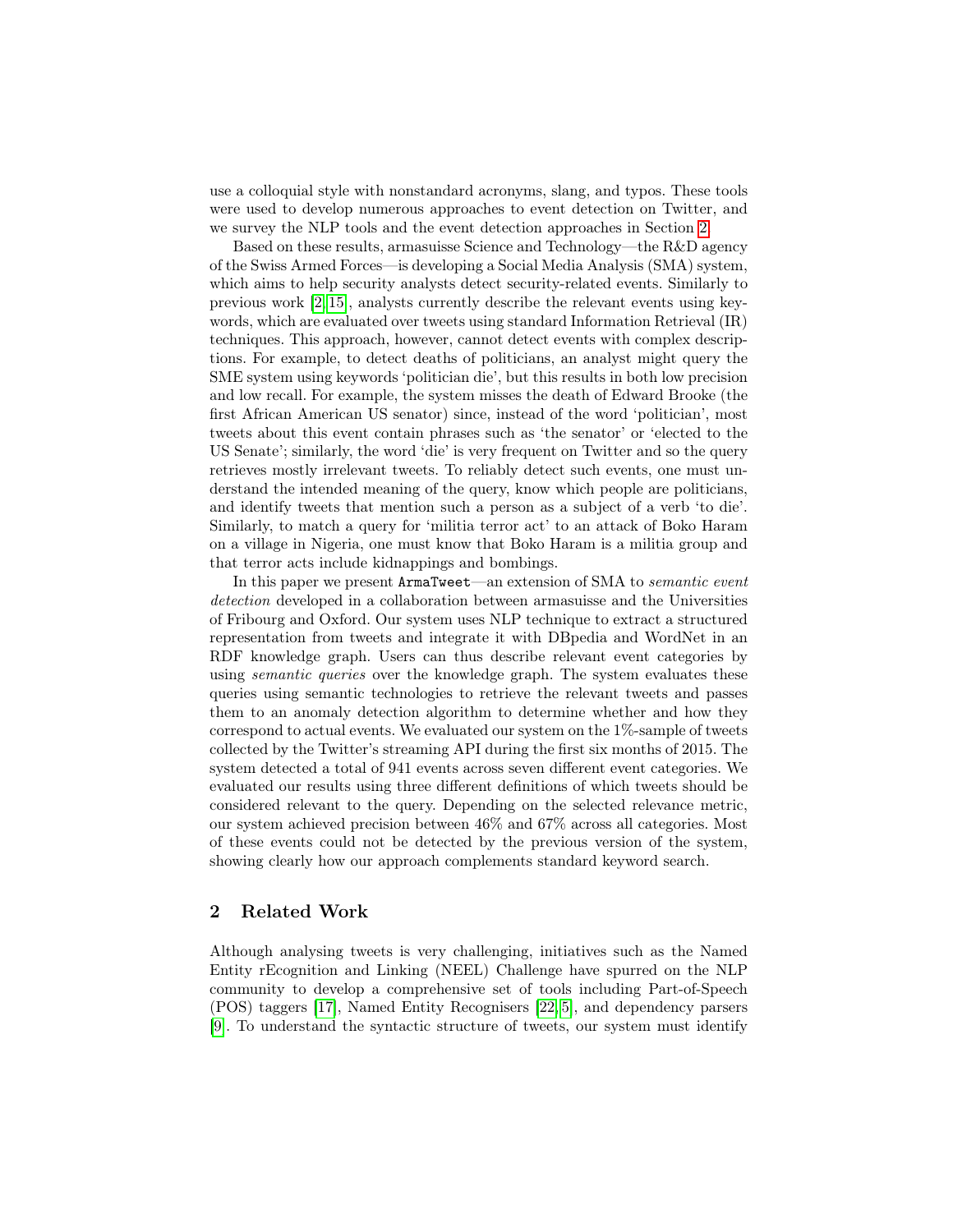use a colloquial style with nonstandard acronyms, slang, and typos. These tools were used to develop numerous approaches to event detection on Twitter, and we survey the NLP tools and the event detection approaches in Section 2.

Based on these results, armasuisse Science and Technology—the R&D agency of the Swiss Armed Forces—is developing a Social Media Analysis (SMA) system, which aims to help security analysts detect security-related events. Similarly to previous work [2,15], analysts currently describe the relevant events using keywords, which are evaluated over tweets using standard Information Retrieval (IR) techniques. This approach, however, cannot detect events with complex descriptions. For example, to detect deaths of politicians, an analyst might query the SME system using keywords 'politician die', but this results in both low precision and low recall. For example, the system misses the death of Edward Brooke (the first African American US senator) since, instead of the word 'politician', most tweets about this event contain phrases such as 'the senator' or 'elected to the US Senate'; similarly, the word 'die' is very frequent on Twitter and so the query retrieves mostly irrelevant tweets. To reliably detect such events, one must understand the intended meaning of the query, know which people are politicians, and identify tweets that mention such a person as a subject of a verb 'to die'. Similarly, to match a query for 'militia terror act' to an attack of Boko Haram on a village in Nigeria, one must know that Boko Haram is a militia group and that terror acts include kidnappings and bombings.

In this paper we present `ArmaTweet`—an extension of SMA to *semantic event detection* developed in a collaboration between armasuisse and the Universities of Fribourg and Oxford. Our system uses NLP technique to extract a structured representation from tweets and integrate it with DBpedia and WordNet in an RDF knowledge graph. Users can thus describe relevant event categories by using *semantic queries* over the knowledge graph. The system evaluates these queries using semantic technologies to retrieve the relevant tweets and passes them to an anomaly detection algorithm to determine whether and how they correspond to actual events. We evaluated our system on the 1%-sample of tweets collected by the Twitter's streaming API during the first six months of 2015. The system detected a total of 941 events across seven different event categories. We evaluated our results using three different definitions of which tweets should be considered relevant to the query. Depending on the selected relevance metric, our system achieved precision between 46% and 67% across all categories. Most of these events could not be detected by the previous version of the system, showing clearly how our approach complements standard keyword search.

## 2 Related Work

Although analysing tweets is very challenging, initiatives such as the Named Entity rEcognition and Linking (NEEL) Challenge have spurred on the NLP community to develop a comprehensive set of tools including Part-of-Speech (POS) taggers [17], Named Entity Recognisers [22,5], and dependency parsers [9]. To understand the syntactic structure of tweets, our system must identify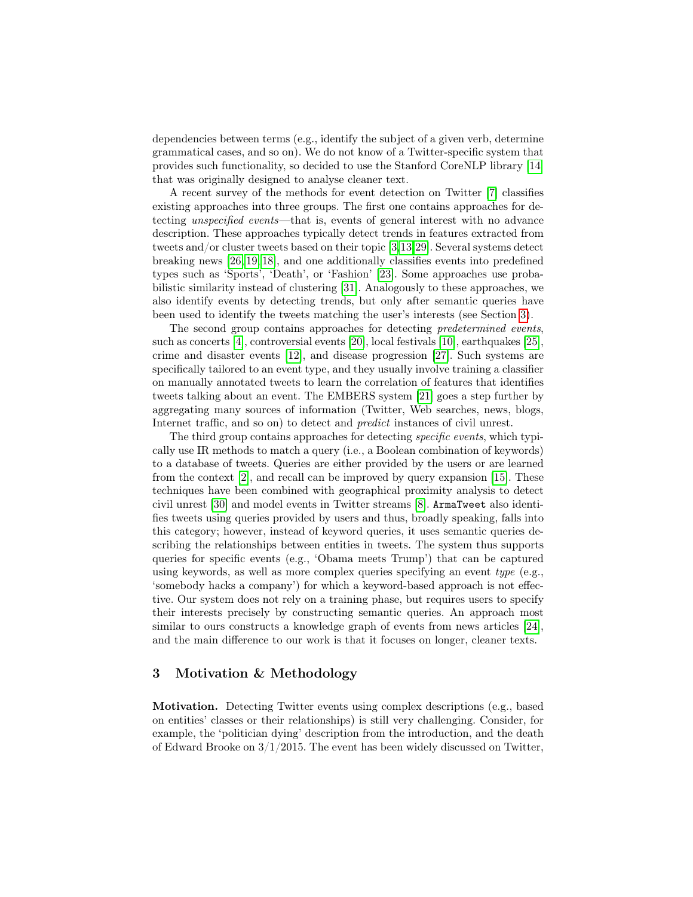dependencies between terms (e.g., identify the subject of a given verb, determine grammatical cases, and so on). We do not know of a Twitter-specific system that provides such functionality, so decided to use the Stanford CoreNLP library [14] that was originally designed to analyse cleaner text.

A recent survey of the methods for event detection on Twitter [7] classifies existing approaches into three groups. The first one contains approaches for detecting *unspecified events*—that is, events of general interest with no advance description. These approaches typically detect trends in features extracted from tweets and/or cluster tweets based on their topic [3,13,29]. Several systems detect breaking news [26,19,18], and one additionally classifies events into predefined types such as 'Sports', 'Death', or 'Fashion' [23]. Some approaches use probabilistic similarity instead of clustering [31]. Analogously to these approaches, we also identify events by detecting trends, but only after semantic queries have been used to identify the tweets matching the user's interests (see Section 3).

The second group contains approaches for detecting *predetermined events*, such as concerts [4], controversial events [20], local festivals [10], earthquakes [25], crime and disaster events [12], and disease progression [27]. Such systems are specifically tailored to an event type, and they usually involve training a classifier on manually annotated tweets to learn the correlation of features that identifies tweets talking about an event. The EMBERS system [21] goes a step further by aggregating many sources of information (Twitter, Web searches, news, blogs, Internet traffic, and so on) to detect and *predict* instances of civil unrest.

The third group contains approaches for detecting *specific events*, which typically use IR methods to match a query (i.e., a Boolean combination of keywords) to a database of tweets. Queries are either provided by the users or are learned from the context [2], and recall can be improved by query expansion [15]. These techniques have been combined with geographical proximity analysis to detect civil unrest [30] and model events in Twitter streams [8]. `ArmaTweet` also identifies tweets using queries provided by users and thus, broadly speaking, falls into this category; however, instead of keyword queries, it uses semantic queries describing the relationships between entities in tweets. The system thus supports queries for specific events (e.g., 'Obama meets Trump') that can be captured using keywords, as well as more complex queries specifying an event *type* (e.g., 'somebody hacks a company') for which a keyword-based approach is not effective. Our system does not rely on a training phase, but requires users to specify their interests precisely by constructing semantic queries. An approach most similar to ours constructs a knowledge graph of events from news articles [24], and the main difference to our work is that it focuses on longer, cleaner texts.

## 3 Motivation & Methodology

**Motivation.** Detecting Twitter events using complex descriptions (e.g., based on entities' classes or their relationships) is still very challenging. Consider, for example, the 'politician dying' description from the introduction, and the death of Edward Brooke on 3/1/2015. The event has been widely discussed on Twitter,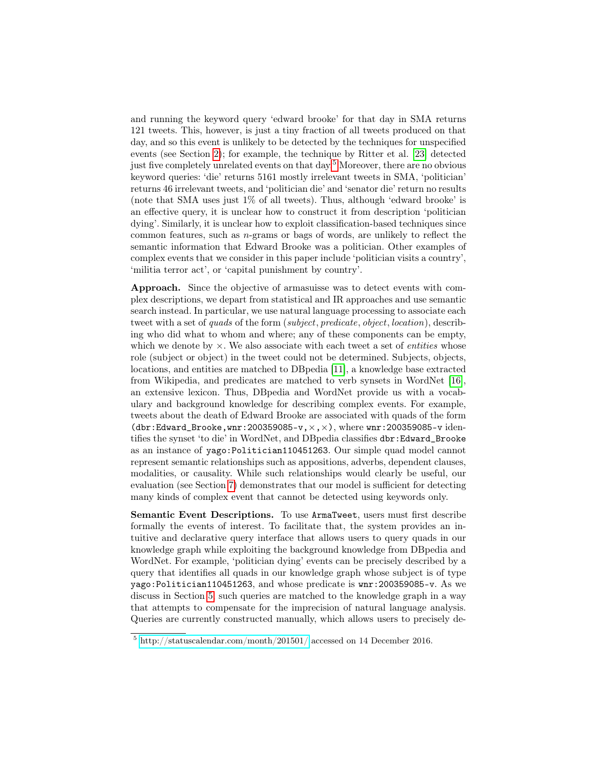and running the keyword query 'edward brooke' for that day in SMA returns 121 tweets. This, however, is just a tiny fraction of all tweets produced on that day, and so this event is unlikely to be detected by the techniques for unspecified events (see Section 2); for example, the technique by Ritter et al. [23] detected just five completely unrelated events on that day.[5] Moreover, there are no obvious keyword queries: 'die' returns 5161 mostly irrelevant tweets in SMA, 'politician' returns 46 irrelevant tweets, and 'politician die' and 'senator die' return no results (note that SMA uses just 1% of all tweets). Thus, although 'edward brooke' is an effective query, it is unclear how to construct it from description 'politician dying'. Similarly, it is unclear how to exploit classification-based techniques since common features, such as $n$-grams or bags of words, are unlikely to reflect the semantic information that Edward Brooke was a politician. Other examples of complex events that we consider in this paper include 'politician visits a country', 'militia terror act', or 'capital punishment by country'.

**Approach.** Since the objective of armasuisse was to detect events with complex descriptions, we depart from statistical and IR approaches and use semantic search instead. In particular, we use natural language processing to associate each tweet with a set of *quads* of the form (*subject*, *predicate*, *object*, *location*), describing who did what to whom and where; any of these components can be empty, which we denote by $\times$. We also associate with each tweet a set of *entities* whose role (subject or object) in the tweet could not be determined. Subjects, objects, locations, and entities are matched to DBpedia [11], a knowledge base extracted from Wikipedia, and predicates are matched to verb synsets in WordNet [16], an extensive lexicon. Thus, DBpedia and WordNet provide us with a vocabulary and background knowledge for describing complex events. For example, tweets about the death of Edward Brooke are associated with quads of the form (`dbr:Edward_Brooke`,`wnr:200359085-v`,$\times$,$\times$), where `wnr:200359085-v` identifies the synset 'to die' in WordNet, and DBpedia classifies `dbr:Edward_Brooke` as an instance of `yago:Politician110451263`. Our simple quad model cannot represent semantic relationships such as appositions, adverbs, dependent clauses, modalities, or causality. While such relationships would clearly be useful, our evaluation (see Section 7) demonstrates that our model is sufficient for detecting many kinds of complex event that cannot be detected using keywords only.

**Semantic Event Descriptions.** To use `ArmaTweet`, users must first describe formally the events of interest. To facilitate that, the system provides an intuitive and declarative query interface that allows users to query quads in our knowledge graph while exploiting the background knowledge from DBpedia and WordNet. For example, 'politician dying' events can be precisely described by a query that identifies all quads in our knowledge graph whose subject is of type `yago:Politician110451263`, and whose predicate is `wnr:200359085-v`. As we discuss in Section 5, such queries are matched to the knowledge graph in a way that attempts to compensate for the imprecision of natural language analysis. Queries are currently constructed manually, which allows users to precisely de-

[5] http://statuscalendar.com/month/201501/ accessed on 14 December 2016.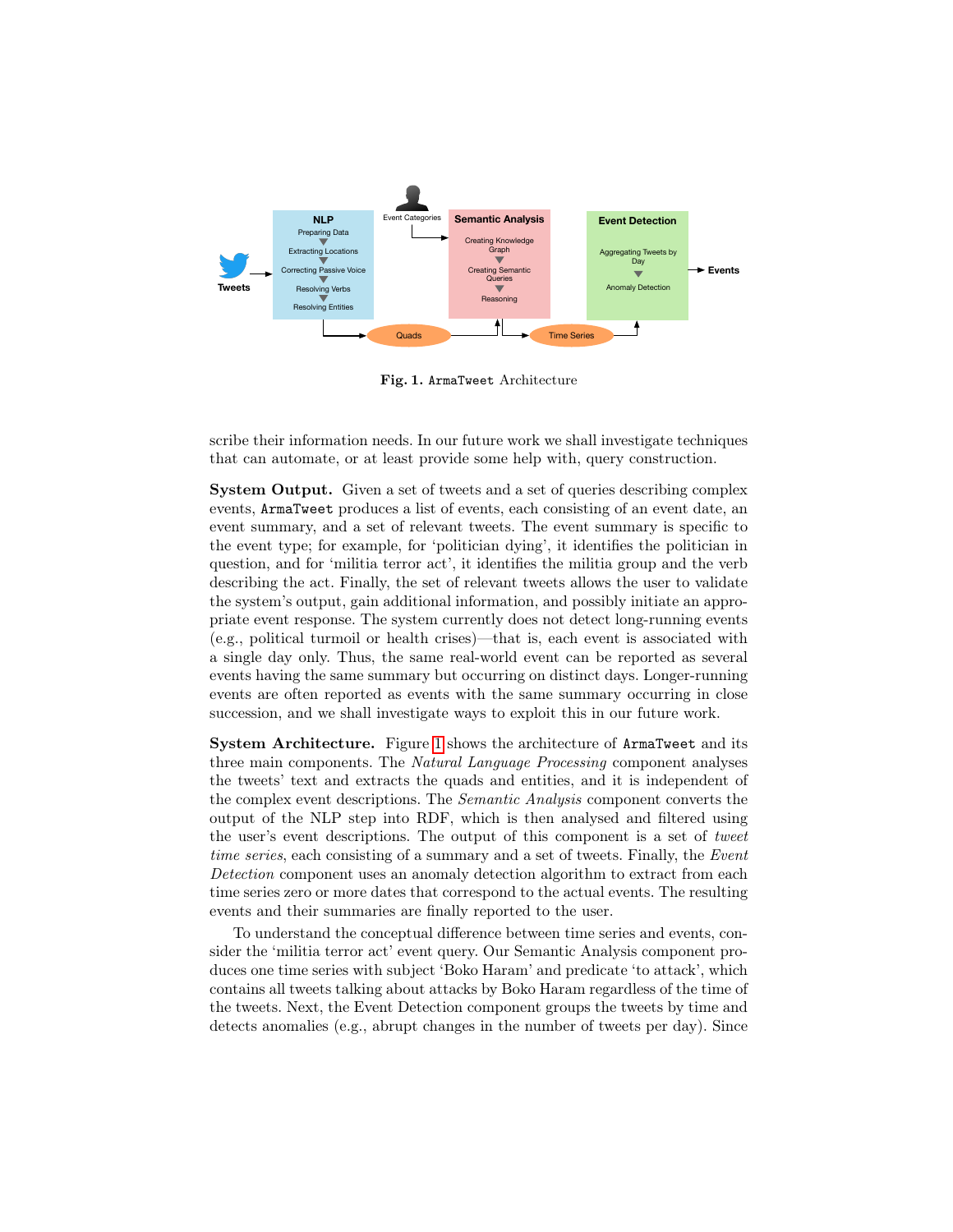Tweets

NLP
Preparing Data
Extracting Locations
Correcting Passive Voice
Resolving Verbs
Resolving Entities

Event Categories

Semantic Analysis
Creating Knowledge Graph
Creating Semantic Queries
Reasoning

Event Detection
Aggregating Tweets by Day
Anomaly Detection

Events

Quads

Time Series

**Fig. 1.** `ArmaTweet` Architecture

scribe their information needs. In our future work we shall investigate techniques that can automate, or at least provide some help with, query construction.

**System Output.** Given a set of tweets and a set of queries describing complex events, `ArmaTweet` produces a list of events, each consisting of an event date, an event summary, and a set of relevant tweets. The event summary is specific to the event type; for example, for 'politician dying', it identifies the politician in question, and for 'militia terror act', it identifies the militia group and the verb describing the act. Finally, the set of relevant tweets allows the user to validate the system's output, gain additional information, and possibly initiate an appropriate event response. The system currently does not detect long-running events (e.g., political turmoil or health crises)—that is, each event is associated with a single day only. Thus, the same real-world event can be reported as several events having the same summary but occurring on distinct days. Longer-running events are often reported as events with the same summary occurring in close succession, and we shall investigate ways to exploit this in our future work.

**System Architecture.** Figure 1 shows the architecture of `ArmaTweet` and its three main components. The *Natural Language Processing* component analyses the tweets' text and extracts the quads and entities, and it is independent of the complex event descriptions. The *Semantic Analysis* component converts the output of the NLP step into RDF, which is then analysed and filtered using the user's event descriptions. The output of this component is a set of *tweet time series*, each consisting of a summary and a set of tweets. Finally, the *Event Detection* component uses an anomaly detection algorithm to extract from each time series zero or more dates that correspond to the actual events. The resulting events and their summaries are finally reported to the user.

To understand the conceptual difference between time series and events, consider the 'militia terror act' event query. Our Semantic Analysis component produces one time series with subject 'Boko Haram' and predicate 'to attack', which contains all tweets talking about attacks by Boko Haram regardless of the time of the tweets. Next, the Event Detection component groups the tweets by time and detects anomalies (e.g., abrupt changes in the number of tweets per day). Since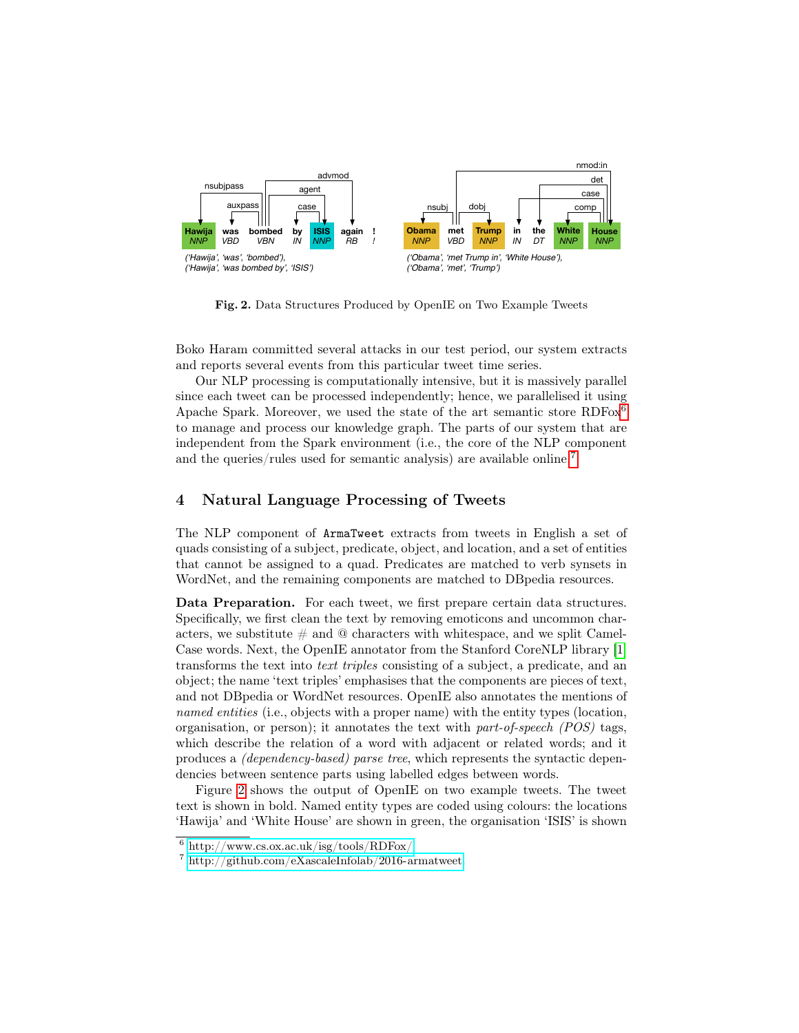Fig. 2. Data Structures Produced by OpenIE on Two Example Tweets

Boko Haram committed several attacks in our test period, our system extracts and reports several events from this particular tweet time series.

Our NLP processing is computationally intensive, but it is massively parallel since each tweet can be processed independently; hence, we parallelised it using Apache Spark. Moreover, we used the state of the art semantic store RDFox[6] to manage and process our knowledge graph. The parts of our system that are independent from the Spark environment (i.e., the core of the NLP component and the queries/rules used for semantic analysis) are available online.[7]

## 4 Natural Language Processing of Tweets

The NLP component of `ArmaTweet` extracts from tweets in English a set of quads consisting of a subject, predicate, object, and location, and a set of entities that cannot be assigned to a quad. Predicates are matched to verb synsets in WordNet, and the remaining components are matched to DBpedia resources.

**Data Preparation.** For each tweet, we first prepare certain data structures. Specifically, we first clean the text by removing emoticons and uncommon characters, we substitute # and @ characters with whitespace, and we split CamelCase words. Next, the OpenIE annotator from the Stanford CoreNLP library [1] transforms the text into *text triples* consisting of a subject, a predicate, and an object; the name 'text triples' emphasises that the components are pieces of text, and not DBpedia or WordNet resources. OpenIE also annotates the mentions of *named entities* (i.e., objects with a proper name) with the entity types (location, organisation, or person); it annotates the text with *part-of-speech (POS)* tags, which describe the relation of a word with adjacent or related words; and it produces a *(dependency-based) parse tree*, which represents the syntactic dependencies between sentence parts using labelled edges between words.

Figure 2 shows the output of OpenIE on two example tweets. The tweet text is shown in bold. Named entity types are coded using colours: the locations 'Hawija' and 'White House' are shown in green, the organisation 'ISIS' is shown

[6] http://www.cs.ox.ac.uk/isg/tools/RDFox/

[7] http://github.com/eXascaleInfolab/2016-armatweet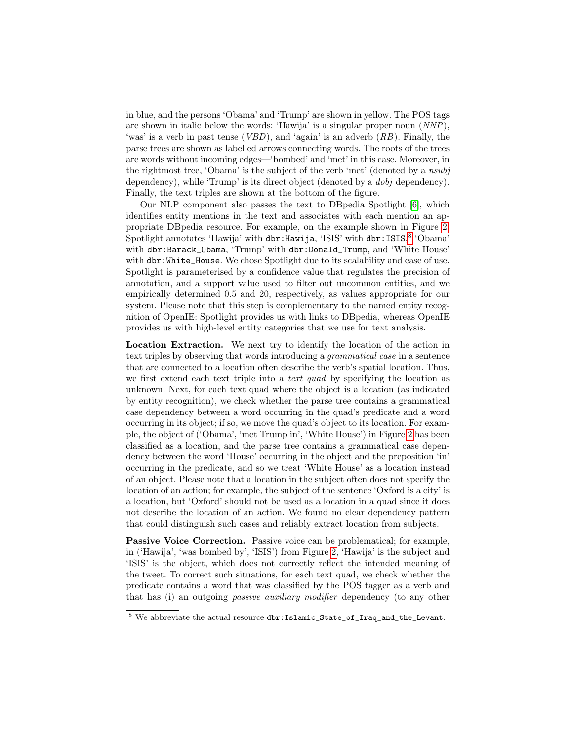in blue, and the persons 'Obama' and 'Trump' are shown in yellow. The POS tags are shown in italic below the words: 'Hawija' is a singular proper noun (*NNP*), 'was' is a verb in past tense (*VBD*), and 'again' is an adverb (*RB*). Finally, the parse trees are shown as labelled arrows connecting words. The roots of the trees are words without incoming edges—'bombed' and 'met' in this case. Moreover, in the rightmost tree, 'Obama' is the subject of the verb 'met' (denoted by a *nsubj* dependency), while 'Trump' is its direct object (denoted by a *dobj* dependency). Finally, the text triples are shown at the bottom of the figure.

Our NLP component also passes the text to DBpedia Spotlight [6], which identifies entity mentions in the text and associates with each mention an appropriate DBpedia resource. For example, on the example shown in Figure 2, Spotlight annotates 'Hawija' with `dbr:Hawija`, 'ISIS' with `dbr:ISIS`,[8] 'Obama' with `dbr:Barack_Obama`, 'Trump' with `dbr:Donald_Trump`, and 'White House' with `dbr:White_House`. We chose Spotlight due to its scalability and ease of use. Spotlight is parameterised by a confidence value that regulates the precision of annotation, and a support value used to filter out uncommon entities, and we empirically determined 0.5 and 20, respectively, as values appropriate for our system. Please note that this step is complementary to the named entity recognition of OpenIE: Spotlight provides us with links to DBpedia, whereas OpenIE provides us with high-level entity categories that we use for text analysis.

**Location Extraction.** We next try to identify the location of the action in text triples by observing that words introducing a *grammatical case* in a sentence that are connected to a location often describe the verb's spatial location. Thus, we first extend each text triple into a *text quad* by specifying the location as unknown. Next, for each text quad where the object is a location (as indicated by entity recognition), we check whether the parse tree contains a grammatical case dependency between a word occurring in the quad's predicate and a word occurring in its object; if so, we move the quad's object to its location. For example, the object of ('Obama', 'met Trump in', 'White House') in Figure 2 has been classified as a location, and the parse tree contains a grammatical case dependency between the word 'House' occurring in the object and the preposition 'in' occurring in the predicate, and so we treat 'White House' as a location instead of an object. Please note that a location in the subject often does not specify the location of an action; for example, the subject of the sentence 'Oxford is a city' is a location, but 'Oxford' should not be used as a location in a quad since it does not describe the location of an action. We found no clear dependency pattern that could distinguish such cases and reliably extract location from subjects.

**Passive Voice Correction.** Passive voice can be problematical; for example, in ('Hawija', 'was bombed by', 'ISIS') from Figure 2, 'Hawija' is the subject and 'ISIS' is the object, which does not correctly reflect the intended meaning of the tweet. To correct such situations, for each text quad, we check whether the predicate contains a word that was classified by the POS tagger as a verb and that has (i) an outgoing *passive auxiliary modifier* dependency (to any other

[8] We abbreviate the actual resource `dbr:Islamic_State_of_Iraq_and_the_Levant`.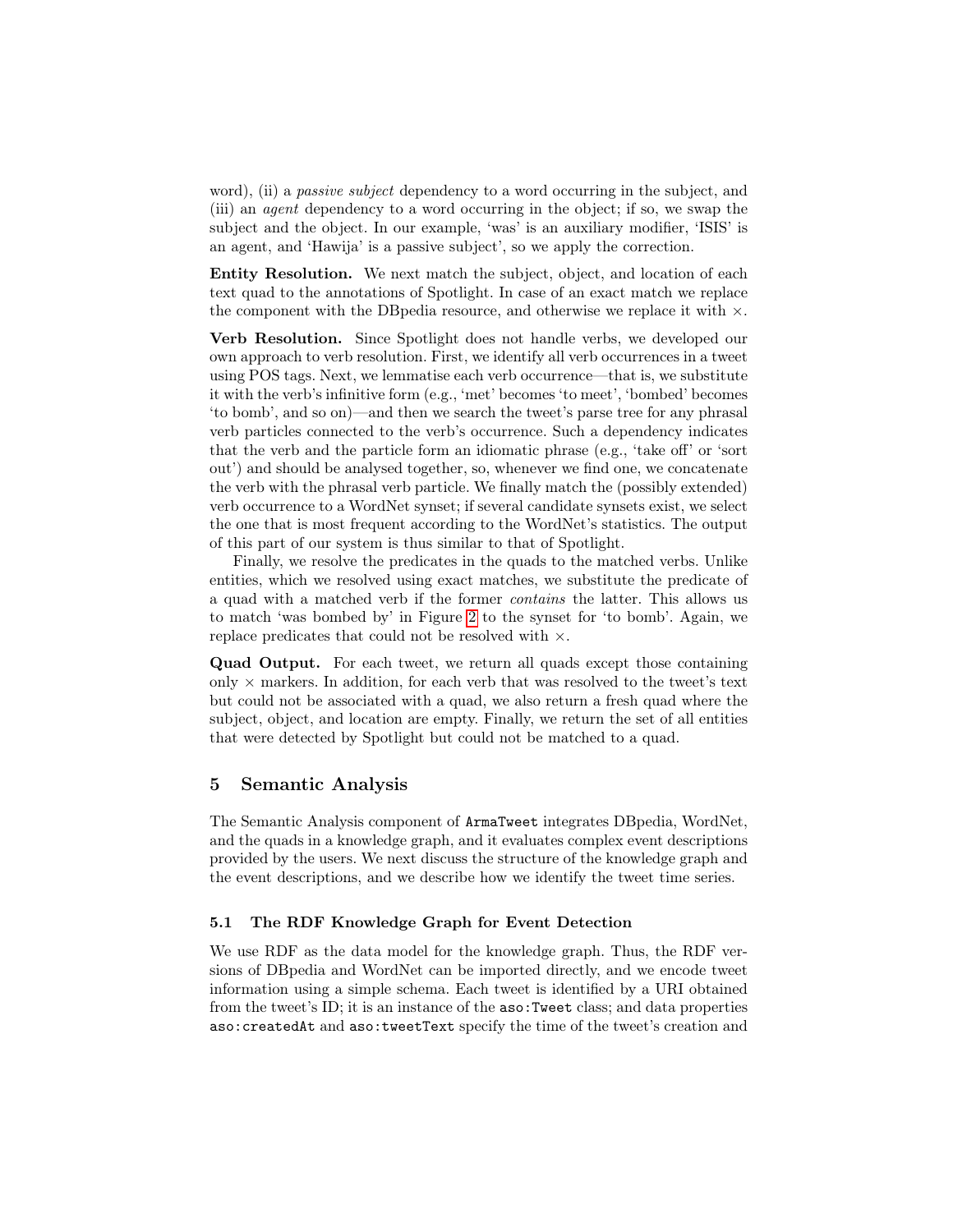word), (ii) a *passive subject* dependency to a word occurring in the subject, and (iii) an *agent* dependency to a word occurring in the object; if so, we swap the subject and the object. In our example, 'was' is an auxiliary modifier, 'ISIS' is an agent, and 'Hawija' is a passive subject', so we apply the correction.

**Entity Resolution.** We next match the subject, object, and location of each text quad to the annotations of Spotlight. In case of an exact match we replace the component with the DBpedia resource, and otherwise we replace it with $\times$.

**Verb Resolution.** Since Spotlight does not handle verbs, we developed our own approach to verb resolution. First, we identify all verb occurrences in a tweet using POS tags. Next, we lemmatise each verb occurrence—that is, we substitute it with the verb's infinitive form (e.g., 'met' becomes 'to meet', 'bombed' becomes 'to bomb', and so on)—and then we search the tweet's parse tree for any phrasal verb particles connected to the verb's occurrence. Such a dependency indicates that the verb and the particle form an idiomatic phrase (e.g., 'take off' or 'sort out') and should be analysed together, so, whenever we find one, we concatenate the verb with the phrasal verb particle. We finally match the (possibly extended) verb occurrence to a WordNet synset; if several candidate synsets exist, we select the one that is most frequent according to the WordNet's statistics. The output of this part of our system is thus similar to that of Spotlight.

Finally, we resolve the predicates in the quads to the matched verbs. Unlike entities, which we resolved using exact matches, we substitute the predicate of a quad with a matched verb if the former *contains* the latter. This allows us to match 'was bombed by' in Figure 2 to the synset for 'to bomb'. Again, we replace predicates that could not be resolved with $\times$.

**Quad Output.** For each tweet, we return all quads except those containing only $\times$ markers. In addition, for each verb that was resolved to the tweet's text but could not be associated with a quad, we also return a fresh quad where the subject, object, and location are empty. Finally, we return the set of all entities that were detected by Spotlight but could not be matched to a quad.

## 5 Semantic Analysis

The Semantic Analysis component of `ArmaTweet` integrates DBpedia, WordNet, and the quads in a knowledge graph, and it evaluates complex event descriptions provided by the users. We next discuss the structure of the knowledge graph and the event descriptions, and we describe how we identify the tweet time series.

### 5.1 The RDF Knowledge Graph for Event Detection

We use RDF as the data model for the knowledge graph. Thus, the RDF versions of DBpedia and WordNet can be imported directly, and we encode tweet information using a simple schema. Each tweet is identified by a URI obtained from the tweet's ID; it is an instance of the `aso:Tweet` class; and data properties `aso:createdAt` and `aso:tweetText` specify the time of the tweet's creation and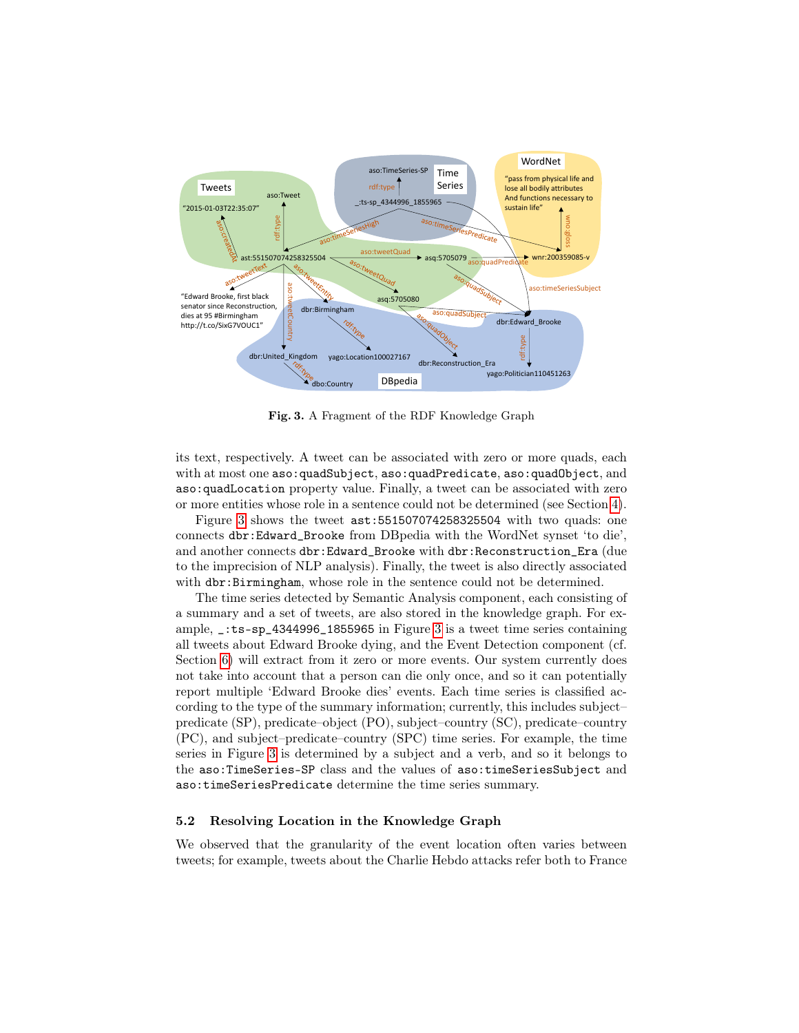**Fig. 3.** A Fragment of the RDF Knowledge Graph

its text, respectively. A tweet can be associated with zero or more quads, each with at most one aso:quadSubject, aso:quadPredicate, aso:quadObject, and aso:quadLocation property value. Finally, a tweet can be associated with zero or more entities whose role in a sentence could not be determined (see Section 4).

Figure 3 shows the tweet ast:551507074258325504 with two quads: one connects dbr:Edward_Brooke from DBpedia with the WordNet synset 'to die', and another connects dbr:Edward_Brooke with dbr:Reconstruction_Era (due to the imprecision of NLP analysis). Finally, the tweet is also directly associated with dbr:Birmingham, whose role in the sentence could not be determined.

The time series detected by Semantic Analysis component, each consisting of a summary and a set of tweets, are also stored in the knowledge graph. For example, _:ts-sp_4344996_1855965 in Figure 3 is a tweet time series containing all tweets about Edward Brooke dying, and the Event Detection component (cf. Section 6) will extract from it zero or more events. Our system currently does not take into account that a person can die only once, and so it can potentially report multiple 'Edward Brooke dies' events. Each time series is classified according to the type of the summary information; currently, this includes subject–predicate (SP), predicate–object (PO), subject–country (SC), predicate–country (PC), and subject–predicate–country (SPC) time series. For example, the time series in Figure 3 is determined by a subject and a verb, and so it belongs to the aso:TimeSeries-SP class and the values of aso:timeSeriesSubject and aso:timeSeriesPredicate determine the time series summary.

### 5.2 Resolving Location in the Knowledge Graph

We observed that the granularity of the event location often varies between tweets; for example, tweets about the Charlie Hebdo attacks refer both to France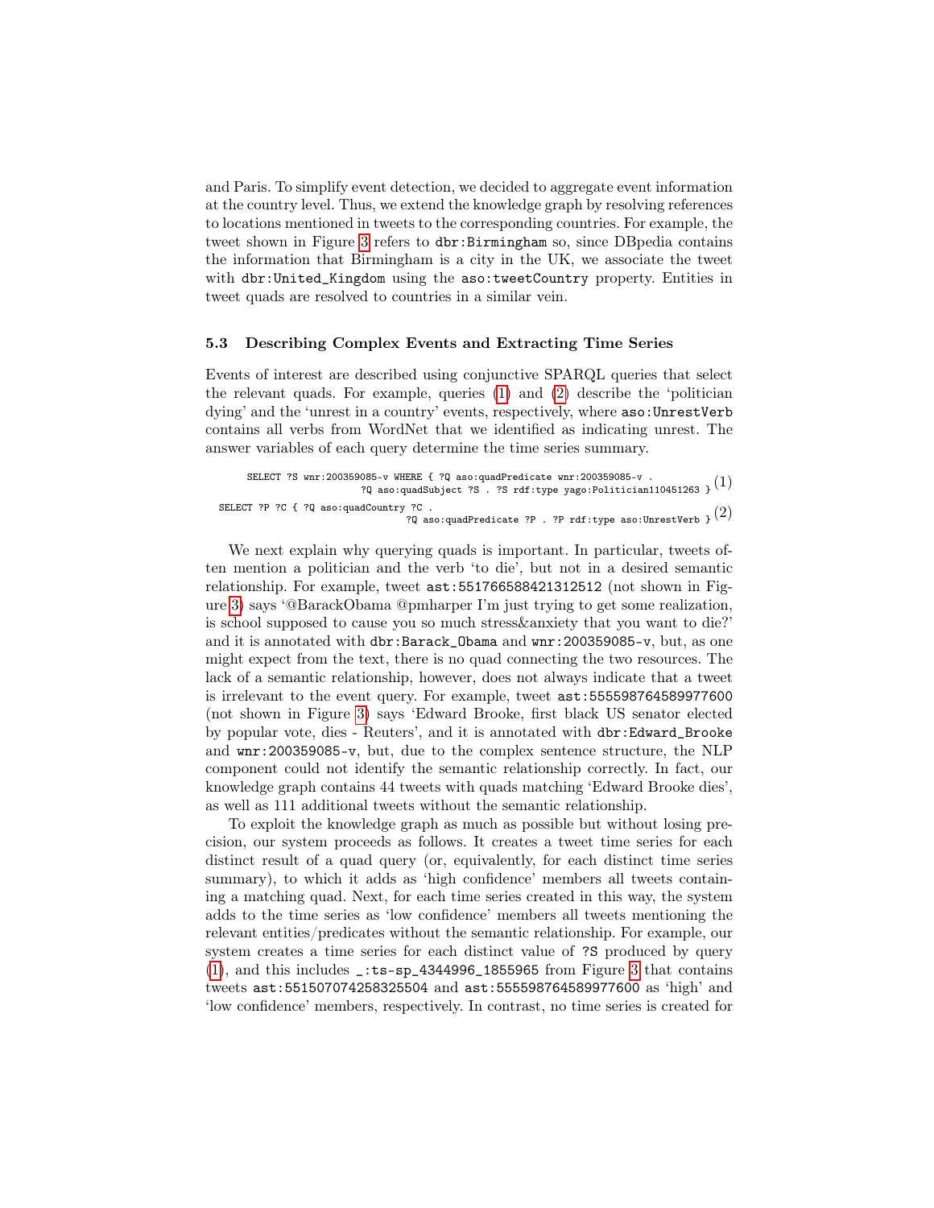and Paris. To simplify event detection, we decided to aggregate event information at the country level. Thus, we extend the knowledge graph by resolving references to locations mentioned in tweets to the corresponding countries. For example, the tweet shown in Figure 3 refers to `dbr:Birmingham` so, since DBpedia contains the information that Birmingham is a city in the UK, we associate the tweet with `dbr:United_Kingdom` using the `aso:tweetCountry` property. Entities in tweet quads are resolved to countries in a similar vein.

### 5.3 Describing Complex Events and Extracting Time Series

Events of interest are described using conjunctive SPARQL queries that select the relevant quads. For example, queries (1) and (2) describe the 'politician dying' and the 'unrest in a country' events, respectively, where `aso:UnrestVerb` contains all verbs from WordNet that we identified as indicating unrest. The answer variables of each query determine the time series summary.

```
SELECT ?S wnr:200359085-v WHERE { ?Q aso:quadPredicate wnr:200359085-v .
                 ?Q aso:quadSubject ?S . ?S rdf:type yago:Politician110451263 }   (1)
```

```
SELECT ?P ?C { ?Q aso:quadCountry ?C .
                 ?Q aso:quadPredicate ?P . ?P rdf:type aso:UnrestVerb }   (2)
```

We next explain why querying quads is important. In particular, tweets often mention a politician and the verb 'to die', but not in a desired semantic relationship. For example, tweet `ast:551766588421312512` (not shown in Figure 3) says '@BarackObama @pmharper I'm just trying to get some realization, is school supposed to cause you so much stress&anxiety that you want to die?' and it is annotated with `dbr:Barack_Obama` and `wnr:200359085-v`, but, as one might expect from the text, there is no quad connecting the two resources. The lack of a semantic relationship, however, does not always indicate that a tweet is irrelevant to the event query. For example, tweet `ast:555598764589977600` (not shown in Figure 3) says 'Edward Brooke, first black US senator elected by popular vote, dies - Reuters', and it is annotated with `dbr:Edward_Brooke` and `wnr:200359085-v`, but, due to the complex sentence structure, the NLP component could not identify the semantic relationship correctly. In fact, our knowledge graph contains 44 tweets with quads matching 'Edward Brooke dies', as well as 111 additional tweets without the semantic relationship.

To exploit the knowledge graph as much as possible but without losing precision, our system proceeds as follows. It creates a tweet time series for each distinct result of a quad query (or, equivalently, for each distinct time series summary), to which it adds as 'high confidence' members all tweets containing a matching quad. Next, for each time series created in this way, the system adds to the time series as 'low confidence' members all tweets mentioning the relevant entities/predicates without the semantic relationship. For example, our system creates a time series for each distinct value of `?S` produced by query (1), and this includes `_:ts-sp_4344996_1855965` from Figure 3 that contains tweets `ast:551507074258325504` and `ast:555598764589977600` as 'high' and 'low confidence' members, respectively. In contrast, no time series is created for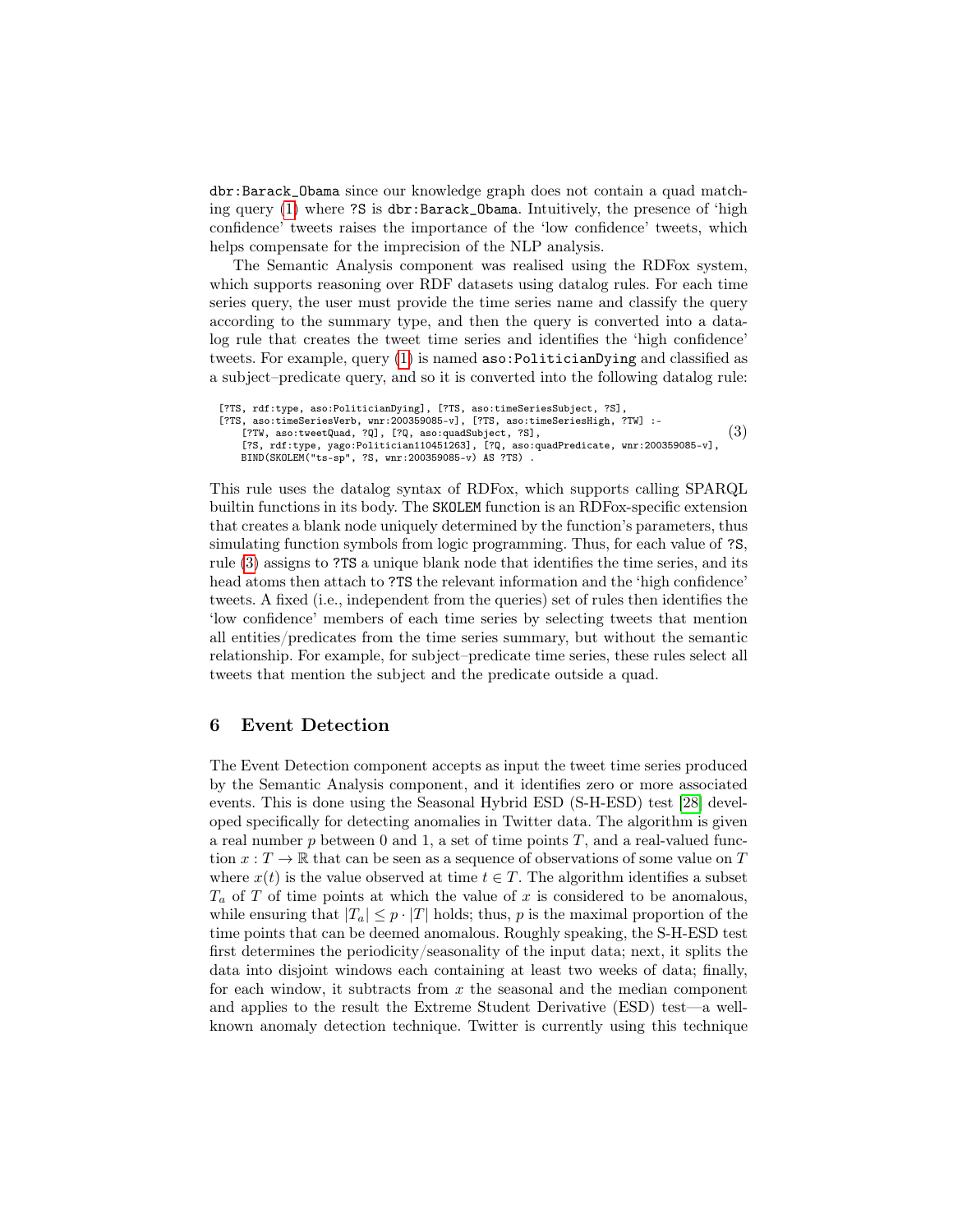dbr:Barack_Obama since our knowledge graph does not contain a quad matching query (1) where ?S is dbr:Barack_Obama. Intuitively, the presence of 'high confidence' tweets raises the importance of the 'low confidence' tweets, which helps compensate for the imprecision of the NLP analysis.

The Semantic Analysis component was realised using the RDFox system, which supports reasoning over RDF datasets using datalog rules. For each time series query, the user must provide the time series name and classify the query according to the summary type, and then the query is converted into a datalog rule that creates the tweet time series and identifies the 'high confidence' tweets. For example, query (1) is named aso:PoliticianDying and classified as a subject–predicate query, and so it is converted into the following datalog rule:

```
[?TS, rdf:type, aso:PoliticianDying], [?TS, aso:timeSeriesSubject, ?S],
[?TS, aso:timeSeriesVerb, wnr:200359085-v], [?TS, aso:timeSeriesHigh, ?TW] :-
    [?TW, aso:tweetQuad, ?Q], [?Q, aso:quadSubject, ?S],                        (3)
    [?S, rdf:type, yago:Politician110451263], [?Q, aso:quadPredicate, wnr:200359085-v],
    BIND(SKOLEM("ts-sp", ?S, wnr:200359085-v) AS ?TS) .
```

This rule uses the datalog syntax of RDFox, which supports calling SPARQL builtin functions in its body. The SKOLEM function is an RDFox-specific extension that creates a blank node uniquely determined by the function's parameters, thus simulating function symbols from logic programming. Thus, for each value of ?S, rule (3) assigns to ?TS a unique blank node that identifies the time series, and its head atoms then attach to ?TS the relevant information and the 'high confidence' tweets. A fixed (i.e., independent from the queries) set of rules then identifies the 'low confidence' members of each time series by selecting tweets that mention all entities/predicates from the time series summary, but without the semantic relationship. For example, for subject–predicate time series, these rules select all tweets that mention the subject and the predicate outside a quad.

## 6 Event Detection

The Event Detection component accepts as input the tweet time series produced by the Semantic Analysis component, and it identifies zero or more associated events. This is done using the Seasonal Hybrid ESD (S-H-ESD) test [28] developed specifically for detecting anomalies in Twitter data. The algorithm is given a real number $p$ between 0 and 1, a set of time points $T$, and a real-valued function $x : T \to \mathbb{R}$ that can be seen as a sequence of observations of some value on $T$ where $x(t)$ is the value observed at time $t \in T$. The algorithm identifies a subset $T_a$ of $T$ of time points at which the value of $x$ is considered to be anomalous, while ensuring that $|T_a| \leq p \cdot |T|$ holds; thus, $p$ is the maximal proportion of the time points that can be deemed anomalous. Roughly speaking, the S-H-ESD test first determines the periodicity/seasonality of the input data; next, it splits the data into disjoint windows each containing at least two weeks of data; finally, for each window, it subtracts from $x$ the seasonal and the median component and applies to the result the Extreme Student Derivative (ESD) test—a well-known anomaly detection technique. Twitter is currently using this technique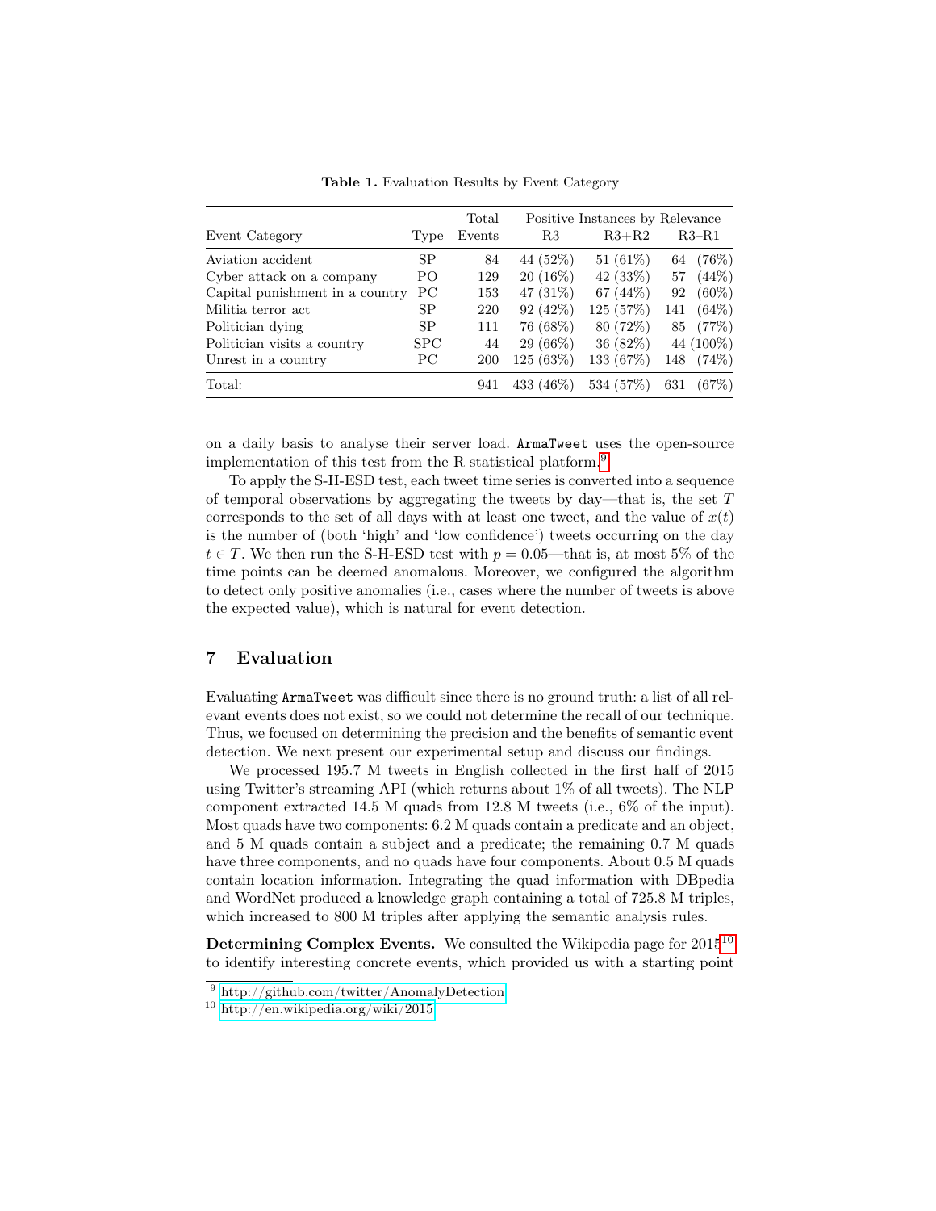**Table 1.** Evaluation Results by Event Category

| Event Category | Type | Total Events | Positive Instances by Relevance R3 | R3+R2 | R3–R1 |
|---|---|---|---|---|---|
| Aviation accident | SP | 84 | 44 (52%) | 51 (61%) | 64 (76%) |
| Cyber attack on a company | PO | 129 | 20 (16%) | 42 (33%) | 57 (44%) |
| Capital punishment in a country | PC | 153 | 47 (31%) | 67 (44%) | 92 (60%) |
| Militia terror act | SP | 220 | 92 (42%) | 125 (57%) | 141 (64%) |
| Politician dying | SP | 111 | 76 (68%) | 80 (72%) | 85 (77%) |
| Politician visits a country | SPC | 44 | 29 (66%) | 36 (82%) | 44 (100%) |
| Unrest in a country | PC | 200 | 125 (63%) | 133 (67%) | 148 (74%) |
| Total: | | 941 | 433 (46%) | 534 (57%) | 631 (67%) |

on a daily basis to analyse their server load. `ArmaTweet` uses the open-source implementation of this test from the R statistical platform.[9]

To apply the S-H-ESD test, each tweet time series is converted into a sequence of temporal observations by aggregating the tweets by day—that is, the set $T$ corresponds to the set of all days with at least one tweet, and the value of $x(t)$ is the number of (both 'high' and 'low confidence') tweets occurring on the day $t \in T$. We then run the S-H-ESD test with $p = 0.05$—that is, at most 5% of the time points can be deemed anomalous. Moreover, we configured the algorithm to detect only positive anomalies (i.e., cases where the number of tweets is above the expected value), which is natural for event detection.

## 7 Evaluation

Evaluating `ArmaTweet` was difficult since there is no ground truth: a list of all relevant events does not exist, so we could not determine the recall of our technique. Thus, we focused on determining the precision and the benefits of semantic event detection. We next present our experimental setup and discuss our findings.

We processed 195.7 M tweets in English collected in the first half of 2015 using Twitter's streaming API (which returns about 1% of all tweets). The NLP component extracted 14.5 M quads from 12.8 M tweets (i.e., 6% of the input). Most quads have two components: 6.2 M quads contain a predicate and an object, and 5 M quads contain a subject and a predicate; the remaining 0.7 M quads have three components, and no quads have four components. About 0.5 M quads contain location information. Integrating the quad information with DBpedia and WordNet produced a knowledge graph containing a total of 725.8 M triples, which increased to 800 M triples after applying the semantic analysis rules.

**Determining Complex Events.** We consulted the Wikipedia page for 2015[10] to identify interesting concrete events, which provided us with a starting point

[9] http://github.com/twitter/AnomalyDetection

[10] http://en.wikipedia.org/wiki/2015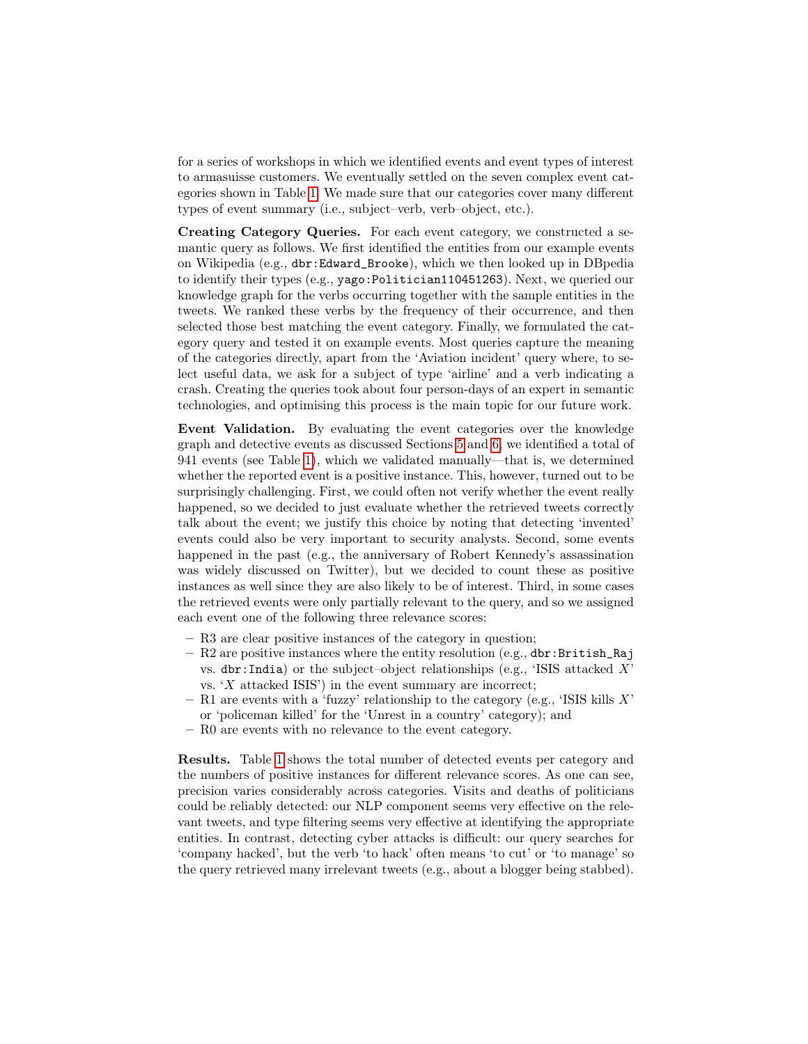for a series of workshops in which we identified events and event types of interest to armasuisse customers. We eventually settled on the seven complex event categories shown in Table 1. We made sure that our categories cover many different types of event summary (i.e., subject–verb, verb–object, etc.).

**Creating Category Queries.** For each event category, we constructed a semantic query as follows. We first identified the entities from our example events on Wikipedia (e.g., `dbr:Edward_Brooke`), which we then looked up in DBpedia to identify their types (e.g., `yago:Politician110451263`). Next, we queried our knowledge graph for the verbs occurring together with the sample entities in the tweets. We ranked these verbs by the frequency of their occurrence, and then selected those best matching the event category. Finally, we formulated the category query and tested it on example events. Most queries capture the meaning of the categories directly, apart from the 'Aviation incident' query where, to select useful data, we ask for a subject of type 'airline' and a verb indicating a crash. Creating the queries took about four person-days of an expert in semantic technologies, and optimising this process is the main topic for our future work.

**Event Validation.** By evaluating the event categories over the knowledge graph and detective events as discussed Sections 5 and 6, we identified a total of 941 events (see Table 1), which we validated manually—that is, we determined whether the reported event is a positive instance. This, however, turned out to be surprisingly challenging. First, we could often not verify whether the event really happened, so we decided to just evaluate whether the retrieved tweets correctly talk about the event; we justify this choice by noting that detecting 'invented' events could also be very important to security analysts. Second, some events happened in the past (e.g., the anniversary of Robert Kennedy's assassination was widely discussed on Twitter), but we decided to count these as positive instances as well since they are also likely to be of interest. Third, in some cases the retrieved events were only partially relevant to the query, and so we assigned each event one of the following three relevance scores:

- R3 are clear positive instances of the category in question;
- R2 are positive instances where the entity resolution (e.g., `dbr:British_Raj` vs. `dbr:India`) or the subject–object relationships (e.g., 'ISIS attacked $X$' vs. '$X$ attacked ISIS') in the event summary are incorrect;
- R1 are events with a 'fuzzy' relationship to the category (e.g., 'ISIS kills $X$' or 'policeman killed' for the 'Unrest in a country' category); and
- R0 are events with no relevance to the event category.

**Results.** Table 1 shows the total number of detected events per category and the numbers of positive instances for different relevance scores. As one can see, precision varies considerably across categories. Visits and deaths of politicians could be reliably detected: our NLP component seems very effective on the relevant tweets, and type filtering seems very effective at identifying the appropriate entities. In contrast, detecting cyber attacks is difficult: our query searches for 'company hacked', but the verb 'to hack' often means 'to cut' or 'to manage' so the query retrieved many irrelevant tweets (e.g., about a blogger being stabbed).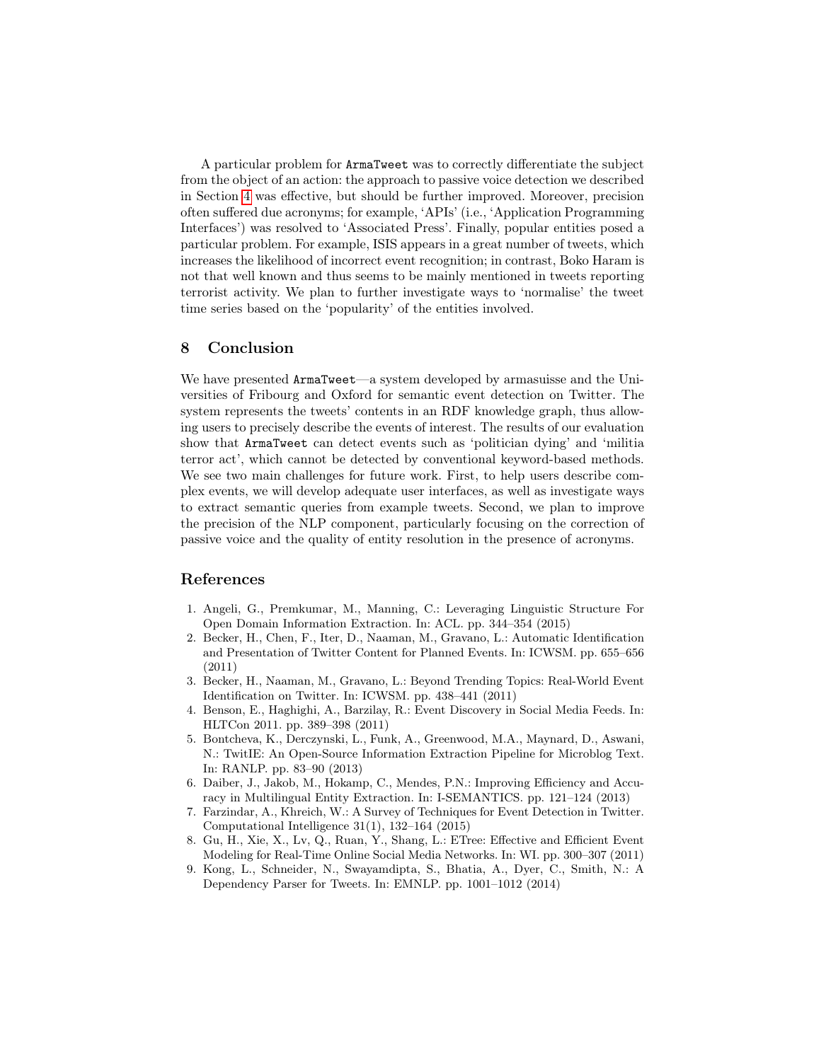A particular problem for ArmaTweet was to correctly differentiate the subject from the object of an action: the approach to passive voice detection we described in Section 4 was effective, but should be further improved. Moreover, precision often suffered due acronyms; for example, 'APIs' (i.e., 'Application Programming Interfaces') was resolved to 'Associated Press'. Finally, popular entities posed a particular problem. For example, ISIS appears in a great number of tweets, which increases the likelihood of incorrect event recognition; in contrast, Boko Haram is not that well known and thus seems to be mainly mentioned in tweets reporting terrorist activity. We plan to further investigate ways to 'normalise' the tweet time series based on the 'popularity' of the entities involved.

## 8 Conclusion

We have presented ArmaTweet—a system developed by armasuisse and the Universities of Fribourg and Oxford for semantic event detection on Twitter. The system represents the tweets' contents in an RDF knowledge graph, thus allowing users to precisely describe the events of interest. The results of our evaluation show that ArmaTweet can detect events such as 'politician dying' and 'militia terror act', which cannot be detected by conventional keyword-based methods. We see two main challenges for future work. First, to help users describe complex events, we will develop adequate user interfaces, as well as investigate ways to extract semantic queries from example tweets. Second, we plan to improve the precision of the NLP component, particularly focusing on the correction of passive voice and the quality of entity resolution in the presence of acronyms.

## References

1. Angeli, G., Premkumar, M., Manning, C.: Leveraging Linguistic Structure For Open Domain Information Extraction. In: ACL. pp. 344–354 (2015)
2. Becker, H., Chen, F., Iter, D., Naaman, M., Gravano, L.: Automatic Identification and Presentation of Twitter Content for Planned Events. In: ICWSM. pp. 655–656 (2011)
3. Becker, H., Naaman, M., Gravano, L.: Beyond Trending Topics: Real-World Event Identification on Twitter. In: ICWSM. pp. 438–441 (2011)
4. Benson, E., Haghighi, A., Barzilay, R.: Event Discovery in Social Media Feeds. In: HLTCon 2011. pp. 389–398 (2011)
5. Bontcheva, K., Derczynski, L., Funk, A., Greenwood, M.A., Maynard, D., Aswani, N.: TwitIE: An Open-Source Information Extraction Pipeline for Microblog Text. In: RANLP. pp. 83–90 (2013)
6. Daiber, J., Jakob, M., Hokamp, C., Mendes, P.N.: Improving Efficiency and Accuracy in Multilingual Entity Extraction. In: I-SEMANTICS. pp. 121–124 (2013)
7. Farzindar, A., Khreich, W.: A Survey of Techniques for Event Detection in Twitter. Computational Intelligence 31(1), 132–164 (2015)
8. Gu, H., Xie, X., Lv, Q., Ruan, Y., Shang, L.: ETree: Effective and Efficient Event Modeling for Real-Time Online Social Media Networks. In: WI. pp. 300–307 (2011)
9. Kong, L., Schneider, N., Swayamdipta, S., Bhatia, A., Dyer, C., Smith, N.: A Dependency Parser for Tweets. In: EMNLP. pp. 1001–1012 (2014)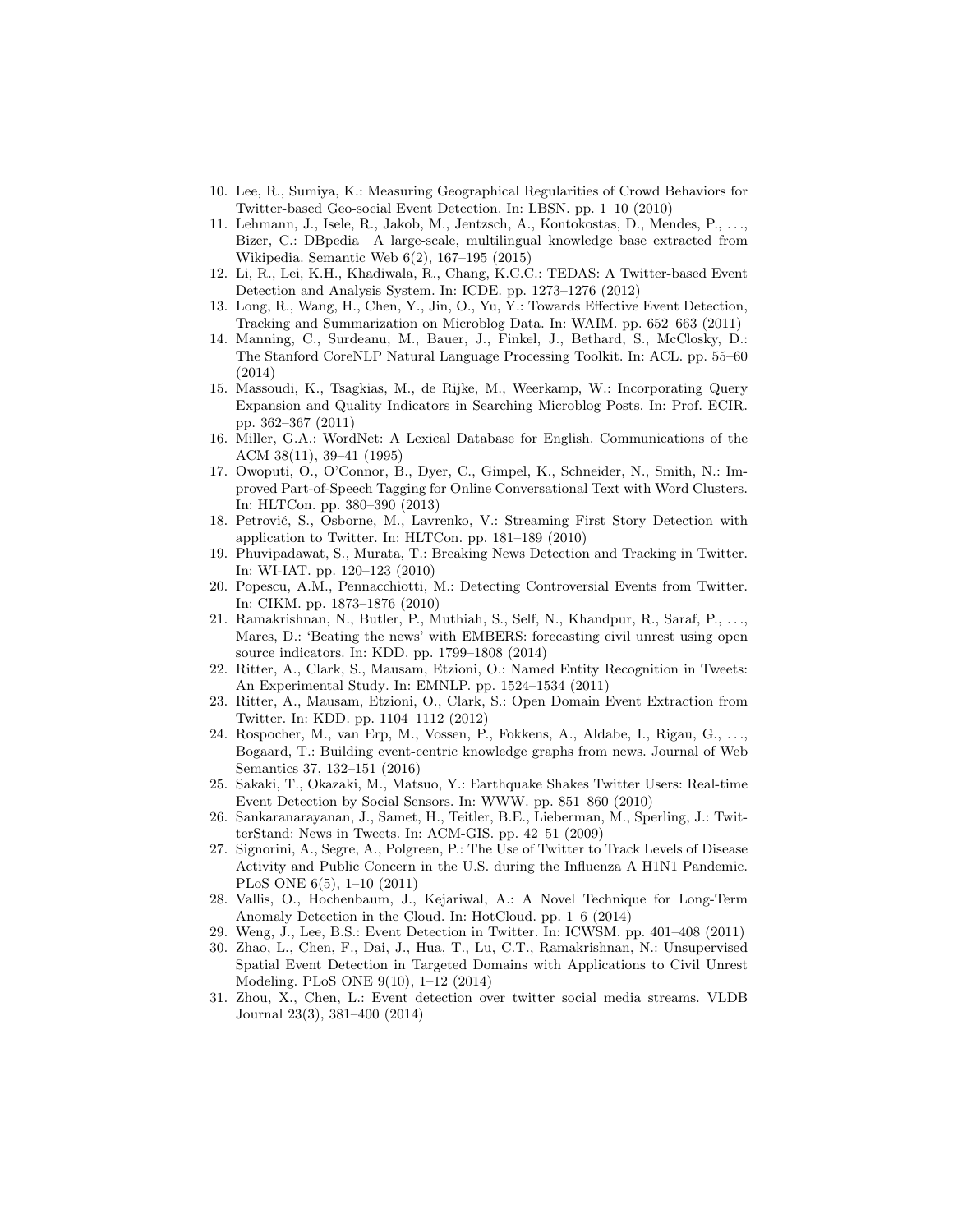10. Lee, R., Sumiya, K.: Measuring Geographical Regularities of Crowd Behaviors for Twitter-based Geo-social Event Detection. In: LBSN. pp. 1–10 (2010)
11. Lehmann, J., Isele, R., Jakob, M., Jentzsch, A., Kontokostas, D., Mendes, P., ..., Bizer, C.: DBpedia—A large-scale, multilingual knowledge base extracted from Wikipedia. Semantic Web 6(2), 167–195 (2015)
12. Li, R., Lei, K.H., Khadiwala, R., Chang, K.C.C.: TEDAS: A Twitter-based Event Detection and Analysis System. In: ICDE. pp. 1273–1276 (2012)
13. Long, R., Wang, H., Chen, Y., Jin, O., Yu, Y.: Towards Effective Event Detection, Tracking and Summarization on Microblog Data. In: WAIM. pp. 652–663 (2011)
14. Manning, C., Surdeanu, M., Bauer, J., Finkel, J., Bethard, S., McClosky, D.: The Stanford CoreNLP Natural Language Processing Toolkit. In: ACL. pp. 55–60 (2014)
15. Massoudi, K., Tsagkias, M., de Rijke, M., Weerkamp, W.: Incorporating Query Expansion and Quality Indicators in Searching Microblog Posts. In: Prof. ECIR. pp. 362–367 (2011)
16. Miller, G.A.: WordNet: A Lexical Database for English. Communications of the ACM 38(11), 39–41 (1995)
17. Owoputi, O., O'Connor, B., Dyer, C., Gimpel, K., Schneider, N., Smith, N.: Improved Part-of-Speech Tagging for Online Conversational Text with Word Clusters. In: HLTCon. pp. 380–390 (2013)
18. Petrović, S., Osborne, M., Lavrenko, V.: Streaming First Story Detection with application to Twitter. In: HLTCon. pp. 181–189 (2010)
19. Phuvipadawat, S., Murata, T.: Breaking News Detection and Tracking in Twitter. In: WI-IAT. pp. 120–123 (2010)
20. Popescu, A.M., Pennacchiotti, M.: Detecting Controversial Events from Twitter. In: CIKM. pp. 1873–1876 (2010)
21. Ramakrishnan, N., Butler, P., Muthiah, S., Self, N., Khandpur, R., Saraf, P., ..., Mares, D.: 'Beating the news' with EMBERS: forecasting civil unrest using open source indicators. In: KDD. pp. 1799–1808 (2014)
22. Ritter, A., Clark, S., Mausam, Etzioni, O.: Named Entity Recognition in Tweets: An Experimental Study. In: EMNLP. pp. 1524–1534 (2011)
23. Ritter, A., Mausam, Etzioni, O., Clark, S.: Open Domain Event Extraction from Twitter. In: KDD. pp. 1104–1112 (2012)
24. Rospocher, M., van Erp, M., Vossen, P., Fokkens, A., Aldabe, I., Rigau, G., ..., Bogaard, T.: Building event-centric knowledge graphs from news. Journal of Web Semantics 37, 132–151 (2016)
25. Sakaki, T., Okazaki, M., Matsuo, Y.: Earthquake Shakes Twitter Users: Real-time Event Detection by Social Sensors. In: WWW. pp. 851–860 (2010)
26. Sankaranarayanan, J., Samet, H., Teitler, B.E., Lieberman, M., Sperling, J.: TwitterStand: News in Tweets. In: ACM-GIS. pp. 42–51 (2009)
27. Signorini, A., Segre, A., Polgreen, P.: The Use of Twitter to Track Levels of Disease Activity and Public Concern in the U.S. during the Influenza A H1N1 Pandemic. PLoS ONE 6(5), 1–10 (2011)
28. Vallis, O., Hochenbaum, J., Kejariwal, A.: A Novel Technique for Long-Term Anomaly Detection in the Cloud. In: HotCloud. pp. 1–6 (2014)
29. Weng, J., Lee, B.S.: Event Detection in Twitter. In: ICWSM. pp. 401–408 (2011)
30. Zhao, L., Chen, F., Dai, J., Hua, T., Lu, C.T., Ramakrishnan, N.: Unsupervised Spatial Event Detection in Targeted Domains with Applications to Civil Unrest Modeling. PLoS ONE 9(10), 1–12 (2014)
31. Zhou, X., Chen, L.: Event detection over twitter social media streams. VLDB Journal 23(3), 381–400 (2014)